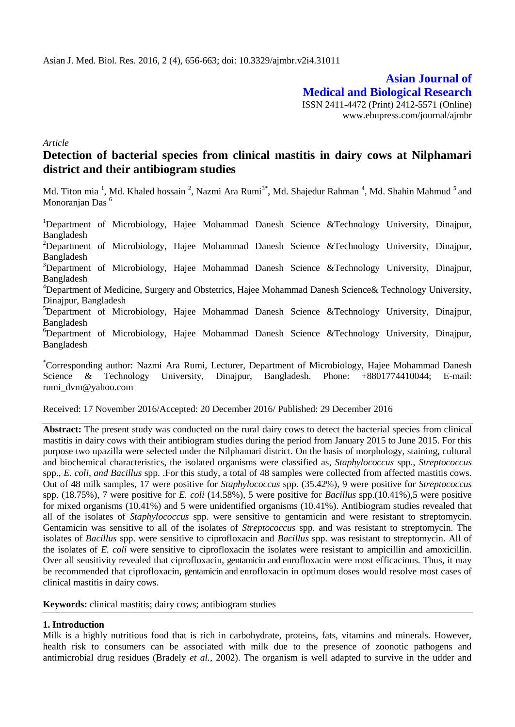Asian J. Med. Biol. Res. 2016, 2 (4), 656-663; doi: 10.3329/ajmbr.v2i4.31011

**Asian Journal of Medical and Biological Research**
ISSN 2411-4472 (Print) 2412-5571 (Online)
www.ebupress.com/journal/ajmbr

*Article*

# Detection of bacterial species from clinical mastitis in dairy cows at Nilphamari district and their antibiogram studies

Md. Titon mia [1], Md. Khaled hossain [2], Nazmi Ara Rumi[3*], Md. Shajedur Rahman [4], Md. Shahin Mahmud [5] and Monoranjan Das [6]

[1]Department of Microbiology, Hajee Mohammad Danesh Science &Technology University, Dinajpur, Bangladesh
[2]Department of Microbiology, Hajee Mohammad Danesh Science &Technology University, Dinajpur, Bangladesh
[3]Department of Microbiology, Hajee Mohammad Danesh Science &Technology University, Dinajpur, Bangladesh
[4]Department of Medicine, Surgery and Obstetrics, Hajee Mohammad Danesh Science& Technology University, Dinajpur, Bangladesh
[5]Department of Microbiology, Hajee Mohammad Danesh Science &Technology University, Dinajpur, Bangladesh
[6]Department of Microbiology, Hajee Mohammad Danesh Science &Technology University, Dinajpur, Bangladesh

[*]Corresponding author: Nazmi Ara Rumi, Lecturer, Department of Microbiology, Hajee Mohammad Danesh Science & Technology University, Dinajpur, Bangladesh. Phone: +8801774410044; E-mail: rumi_dvm@yahoo.com

Received: 17 November 2016/Accepted: 20 December 2016/ Published: 29 December 2016

**Abstract:** The present study was conducted on the rural dairy cows to detect the bacterial species from clinical mastitis in dairy cows with their antibiogram studies during the period from January 2015 to June 2015. For this purpose two upazilla were selected under the Nilphamari district. On the basis of morphology, staining, cultural and biochemical characteristics, the isolated organisms were classified as, *Staphylococcus* spp., *Streptococcus* spp., *E. coli, and Bacillus* spp. .For this study, a total of 48 samples were collected from affected mastitis cows. Out of 48 milk samples, 17 were positive for *Staphylococcus* spp. (35.42%), 9 were positive for *Streptococcus* spp. (18.75%), 7 were positive for *E. coli* (14.58%), 5 were positive for *Bacillus* spp.(10.41%),5 were positive for mixed organisms (10.41%) and 5 were unidentified organisms (10.41%). Antibiogram studies revealed that all of the isolates of *Staphylococcus* spp. were sensitive to gentamicin and were resistant to streptomycin. Gentamicin was sensitive to all of the isolates of *Streptococcus* spp. and was resistant to streptomycin. The isolates of *Bacillus* spp. were sensitive to ciprofloxacin and *Bacillus* spp. was resistant to streptomycin. All of the isolates of *E. coli* were sensitive to ciprofloxacin the isolates were resistant to ampicillin and amoxicillin. Over all sensitivity revealed that ciprofloxacin, gentamicin and enrofloxacin were most efficacious. Thus, it may be recommended that ciprofloxacin, gentamicin and enrofloxacin in optimum doses would resolve most cases of clinical mastitis in dairy cows.

**Keywords:** clinical mastitis; dairy cows; antibiogram studies

## 1. Introduction

Milk is a highly nutritious food that is rich in carbohydrate, proteins, fats, vitamins and minerals. However, health risk to consumers can be associated with milk due to the presence of zoonotic pathogens and antimicrobial drug residues (Bradely *et al.*, 2002). The organism is well adapted to survive in the udder and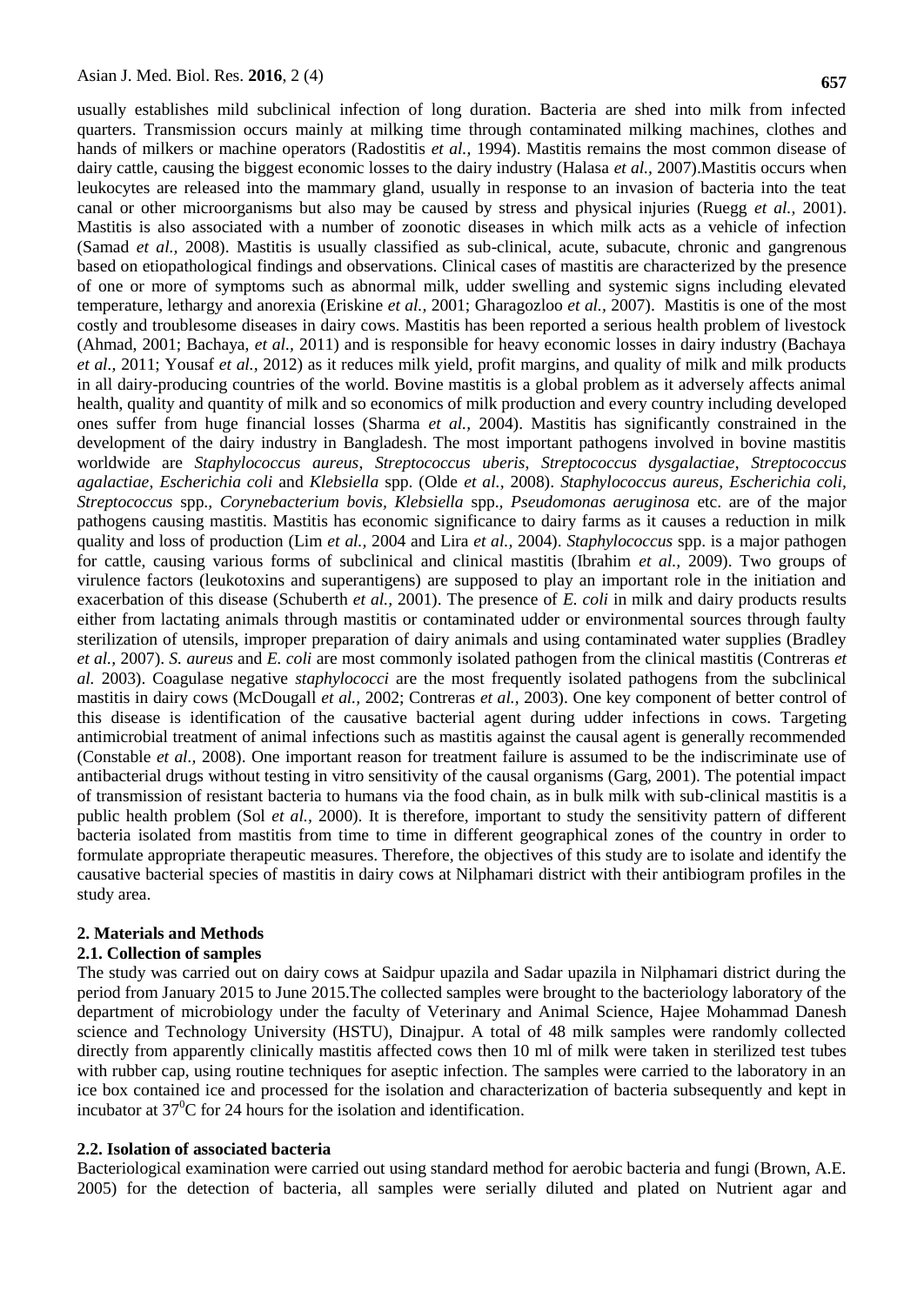usually establishes mild subclinical infection of long duration. Bacteria are shed into milk from infected quarters. Transmission occurs mainly at milking time through contaminated milking machines, clothes and hands of milkers or machine operators (Radostitis *et al.,* 1994). Mastitis remains the most common disease of dairy cattle, causing the biggest economic losses to the dairy industry (Halasa *et al.,* 2007).Mastitis occurs when leukocytes are released into the mammary gland, usually in response to an invasion of bacteria into the teat canal or other microorganisms but also may be caused by stress and physical injuries (Ruegg *et al.,* 2001). Mastitis is also associated with a number of zoonotic diseases in which milk acts as a vehicle of infection (Samad *et al.,* 2008). Mastitis is usually classified as sub-clinical, acute, subacute, chronic and gangrenous based on etiopathological findings and observations. Clinical cases of mastitis are characterized by the presence of one or more of symptoms such as abnormal milk, udder swelling and systemic signs including elevated temperature, lethargy and anorexia (Eriskine *et al.,* 2001; Gharagozloo *et al.,* 2007). Mastitis is one of the most costly and troublesome diseases in dairy cows. Mastitis has been reported a serious health problem of livestock (Ahmad, 2001; Bachaya, *et al.,* 2011) and is responsible for heavy economic losses in dairy industry (Bachaya *et al.,* 2011; Yousaf *et al.,* 2012) as it reduces milk yield, profit margins, and quality of milk and milk products in all dairy-producing countries of the world. Bovine mastitis is a global problem as it adversely affects animal health, quality and quantity of milk and so economics of milk production and every country including developed ones suffer from huge financial losses (Sharma *et al.,* 2004). Mastitis has significantly constrained in the development of the dairy industry in Bangladesh. The most important pathogens involved in bovine mastitis worldwide are *Staphylococcus aureus*, *Streptococcus uberis*, *Streptococcus dysgalactiae*, *Streptococcus agalactiae*, *Escherichia coli* and *Klebsiella* spp. (Olde *et al.,* 2008). *Staphylococcus aureus*, *Escherichia coli*, *Streptococcus* spp., *Corynebacterium bovis*, *Klebsiella* spp., *Pseudomonas aeruginosa* etc. are of the major pathogens causing mastitis. Mastitis has economic significance to dairy farms as it causes a reduction in milk quality and loss of production (Lim *et al.,* 2004 and Lira *et al.,* 2004). *Staphylococcus* spp. is a major pathogen for cattle, causing various forms of subclinical and clinical mastitis (Ibrahim *et al.,* 2009). Two groups of virulence factors (leukotoxins and superantigens) are supposed to play an important role in the initiation and exacerbation of this disease (Schuberth *et al.,* 2001). The presence of *E. coli* in milk and dairy products results either from lactating animals through mastitis or contaminated udder or environmental sources through faulty sterilization of utensils, improper preparation of dairy animals and using contaminated water supplies (Bradley *et al.,* 2007). *S. aureus* and *E. coli* are most commonly isolated pathogen from the clinical mastitis (Contreras *et al.* 2003). Coagulase negative *staphylococci* are the most frequently isolated pathogens from the subclinical mastitis in dairy cows (McDougall *et al.,* 2002; Contreras *et al.,* 2003). One key component of better control of this disease is identification of the causative bacterial agent during udder infections in cows. Targeting antimicrobial treatment of animal infections such as mastitis against the causal agent is generally recommended (Constable *et al.,* 2008). One important reason for treatment failure is assumed to be the indiscriminate use of antibacterial drugs without testing in vitro sensitivity of the causal organisms (Garg, 2001). The potential impact of transmission of resistant bacteria to humans via the food chain, as in bulk milk with sub-clinical mastitis is a public health problem (Sol *et al.,* 2000). It is therefore, important to study the sensitivity pattern of different bacteria isolated from mastitis from time to time in different geographical zones of the country in order to formulate appropriate therapeutic measures. Therefore, the objectives of this study are to isolate and identify the causative bacterial species of mastitis in dairy cows at Nilphamari district with their antibiogram profiles in the study area.

## 2. Materials and Methods

### 2.1. Collection of samples

The study was carried out on dairy cows at Saidpur upazila and Sadar upazila in Nilphamari district during the period from January 2015 to June 2015.The collected samples were brought to the bacteriology laboratory of the department of microbiology under the faculty of Veterinary and Animal Science, Hajee Mohammad Danesh science and Technology University (HSTU), Dinajpur. A total of 48 milk samples were randomly collected directly from apparently clinically mastitis affected cows then 10 ml of milk were taken in sterilized test tubes with rubber cap, using routine techniques for aseptic infection. The samples were carried to the laboratory in an ice box contained ice and processed for the isolation and characterization of bacteria subsequently and kept in incubator at $37^0$C for 24 hours for the isolation and identification.

### 2.2. Isolation of associated bacteria

Bacteriological examination were carried out using standard method for aerobic bacteria and fungi (Brown, A.E. 2005) for the detection of bacteria, all samples were serially diluted and plated on Nutrient agar and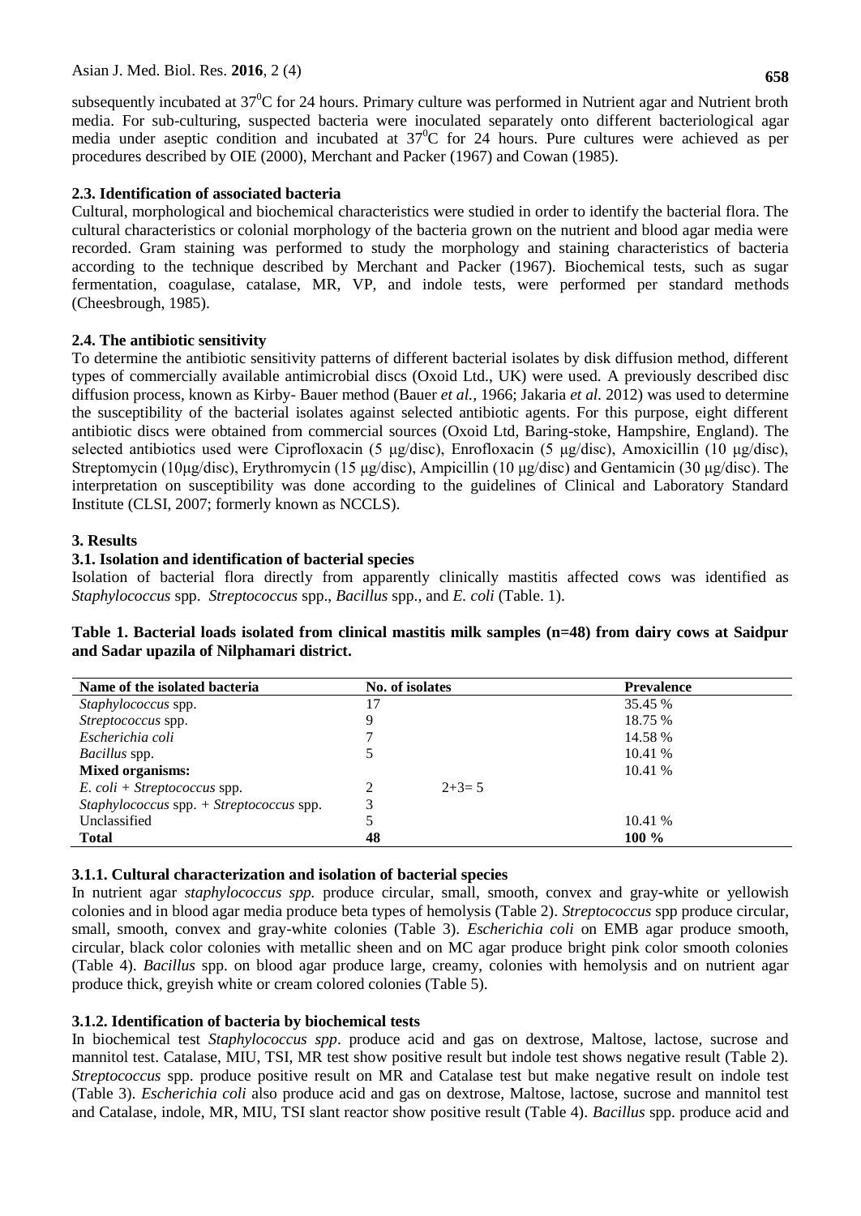subsequently incubated at $37^0$C for 24 hours. Primary culture was performed in Nutrient agar and Nutrient broth media. For sub-culturing, suspected bacteria were inoculated separately onto different bacteriological agar media under aseptic condition and incubated at $37^0$C for 24 hours. Pure cultures were achieved as per procedures described by OIE (2000), Merchant and Packer (1967) and Cowan (1985).

### 2.3. Identification of associated bacteria

Cultural, morphological and biochemical characteristics were studied in order to identify the bacterial flora. The cultural characteristics or colonial morphology of the bacteria grown on the nutrient and blood agar media were recorded. Gram staining was performed to study the morphology and staining characteristics of bacteria according to the technique described by Merchant and Packer (1967). Biochemical tests, such as sugar fermentation, coagulase, catalase, MR, VP, and indole tests, were performed per standard methods (Cheesbrough, 1985).

### 2.4. The antibiotic sensitivity

To determine the antibiotic sensitivity patterns of different bacterial isolates by disk diffusion method, different types of commercially available antimicrobial discs (Oxoid Ltd., UK) were used. A previously described disc diffusion process, known as Kirby- Bauer method (Bauer *et al.*, 1966; Jakaria *et al.* 2012) was used to determine the susceptibility of the bacterial isolates against selected antibiotic agents. For this purpose, eight different antibiotic discs were obtained from commercial sources (Oxoid Ltd, Baring-stoke, Hampshire, England). The selected antibiotics used were Ciprofloxacin (5 μg/disc), Enrofloxacin (5 μg/disc), Amoxicillin (10 μg/disc), Streptomycin (10μg/disc), Erythromycin (15 μg/disc), Ampicillin (10 μg/disc) and Gentamicin (30 μg/disc). The interpretation on susceptibility was done according to the guidelines of Clinical and Laboratory Standard Institute (CLSI, 2007; formerly known as NCCLS).

## 3. Results

### 3.1. Isolation and identification of bacterial species

Isolation of bacterial flora directly from apparently clinically mastitis affected cows was identified as *Staphylococcus* spp. *Streptococcus* spp., *Bacillus* spp., and *E. coli* (Table. 1).

**Table 1. Bacterial loads isolated from clinical mastitis milk samples (n=48) from dairy cows at Saidpur and Sadar upazila of Nilphamari district.**

| Name of the isolated bacteria | No. of isolates | | Prevalence |
|---|---|---|---|
| *Staphylococcus* spp. | 17 | | 35.45 % |
| *Streptococcus* spp. | 9 | | 18.75 % |
| *Escherichia coli* | 7 | | 14.58 % |
| *Bacillus* spp. | 5 | | 10.41 % |
| **Mixed organisms:** | | | 10.41 % |
| *E. coli + Streptococcus* spp. | 2 | 2+3= 5 | |
| *Staphylococcus* spp. + *Streptococcus* spp. | 3 | | |
| Unclassified | 5 | | 10.41 % |
| **Total** | **48** | | **100 %** |

#### 3.1.1. Cultural characterization and isolation of bacterial species

In nutrient agar *staphylococcus spp.* produce circular, small, smooth, convex and gray-white or yellowish colonies and in blood agar media produce beta types of hemolysis (Table 2). *Streptococcus* spp produce circular, small, smooth, convex and gray-white colonies (Table 3). *Escherichia coli* on EMB agar produce smooth, circular, black color colonies with metallic sheen and on MC agar produce bright pink color smooth colonies (Table 4). *Bacillus* spp. on blood agar produce large, creamy, colonies with hemolysis and on nutrient agar produce thick, greyish white or cream colored colonies (Table 5).

#### 3.1.2. Identification of bacteria by biochemical tests

In biochemical test *Staphylococcus spp*. produce acid and gas on dextrose, Maltose, lactose, sucrose and mannitol test. Catalase, MIU, TSI, MR test show positive result but indole test shows negative result (Table 2). *Streptococcus* spp. produce positive result on MR and Catalase test but make negative result on indole test (Table 3). *Escherichia coli* also produce acid and gas on dextrose, Maltose, lactose, sucrose and mannitol test and Catalase, indole, MR, MIU, TSI slant reactor show positive result (Table 4). *Bacillus* spp. produce acid and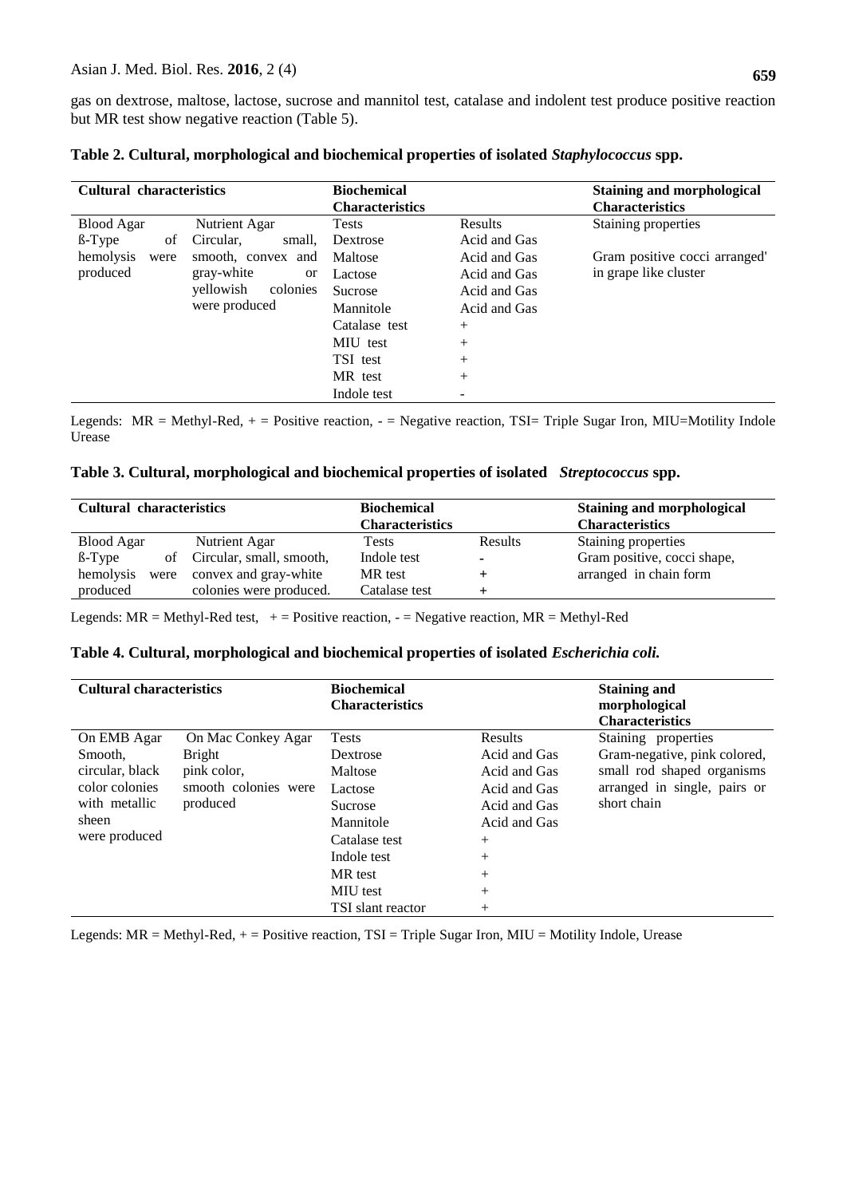gas on dextrose, maltose, lactose, sucrose and mannitol test, catalase and indolent test produce positive reaction but MR test show negative reaction (Table 5).

**Table 2. Cultural, morphological and biochemical properties of isolated *Staphylococcus* spp.**

| Cultural characteristics | | Biochemical Characteristics | | Staining and morphological Characteristics |
|---|---|---|---|---|
| Blood Agar | Nutrient Agar | Tests | Results | Staining properties |
| ß-Type of hemolysis were produced | Circular, small, smooth, convex and gray-white or yellowish colonies were produced | Dextrose | Acid and Gas | Gram positive cocci arranged' in grape like cluster |
| | | Maltose | Acid and Gas | |
| | | Lactose | Acid and Gas | |
| | | Sucrose | Acid and Gas | |
| | | Mannitole | Acid and Gas | |
| | | Catalase test | + | |
| | | MIU test | + | |
| | | TSI test | + | |
| | | MR test | + | |
| | | Indole test | - | |

Legends: MR = Methyl-Red, + = Positive reaction, - = Negative reaction, TSI= Triple Sugar Iron, MIU=Motility Indole Urease

**Table 3. Cultural, morphological and biochemical properties of isolated *Streptococcus* spp.**

| Cultural characteristics | | Biochemical Characteristics | | Staining and morphological Characteristics |
|---|---|---|---|---|
| Blood Agar | Nutrient Agar | Tests | Results | Staining properties |
| ß-Type of hemolysis were produced | Circular, small, smooth, convex and gray-white colonies were produced. | Indole test | - | Gram positive, cocci shape, arranged in chain form |
| | | MR test | + | |
| | | Catalase test | + | |

Legends: MR = Methyl-Red test, + = Positive reaction, - = Negative reaction, MR = Methyl-Red

**Table 4. Cultural, morphological and biochemical properties of isolated *Escherichia coli.***

| Cultural characteristics | | Biochemical Characteristics | | Staining and morphological Characteristics |
|---|---|---|---|---|
| On EMB Agar | On Mac Conkey Agar | Tests | Results | Staining properties |
| Smooth, circular, black color colonies with metallic sheen were produced | Bright pink color, smooth colonies were produced | Dextrose | Acid and Gas | Gram-negative, pink colored, small rod shaped organisms arranged in single, pairs or short chain |
| | | Maltose | Acid and Gas | |
| | | Lactose | Acid and Gas | |
| | | Sucrose | Acid and Gas | |
| | | Mannitole | Acid and Gas | |
| | | Catalase test | + | |
| | | Indole test | + | |
| | | MR test | + | |
| | | MIU test | + | |
| | | TSI slant reactor | + | |

Legends: MR = Methyl-Red, + = Positive reaction, TSI = Triple Sugar Iron, MIU = Motility Indole, Urease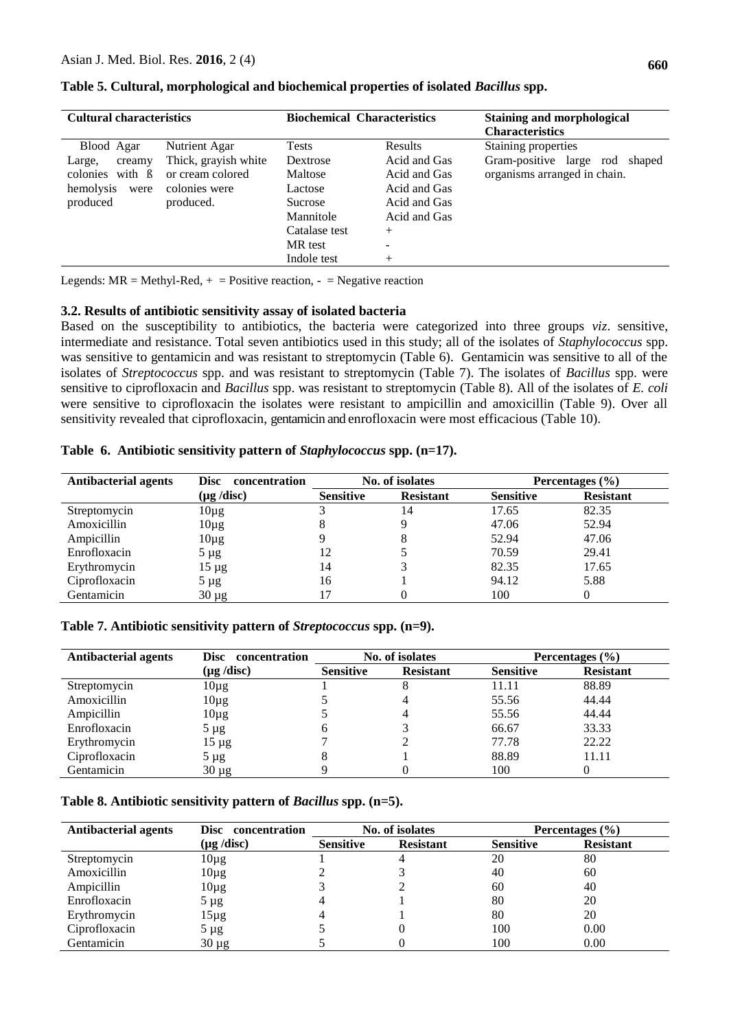**Table 5. Cultural, morphological and biochemical properties of isolated *Bacillus* spp.**

| Cultural characteristics | | Biochemical Characteristics | | Staining and morphological Characteristics |
|---|---|---|---|---|
| Blood Agar | Nutrient Agar | Tests | Results | Staining properties |
| Large, creamy colonies with ß hemolysis were produced | Thick, grayish white or cream colored colonies were produced. | Dextrose | Acid and Gas | Gram-positive large rod shaped organisms arranged in chain. |
| | | Maltose | Acid and Gas | |
| | | Lactose | Acid and Gas | |
| | | Sucrose | Acid and Gas | |
| | | Mannitole | Acid and Gas | |
| | | Catalase test | + | |
| | | MR test | - | |
| | | Indole test | + | |

Legends: MR = Methyl-Red, + = Positive reaction, - = Negative reaction

### 3.2. Results of antibiotic sensitivity assay of isolated bacteria

Based on the susceptibility to antibiotics, the bacteria were categorized into three groups *viz*. sensitive, intermediate and resistance. Total seven antibiotics used in this study; all of the isolates of *Staphylococcus* spp. was sensitive to gentamicin and was resistant to streptomycin (Table 6). Gentamicin was sensitive to all of the isolates of *Streptococcus* spp. and was resistant to streptomycin (Table 7). The isolates of *Bacillus* spp. were sensitive to ciprofloxacin and *Bacillus* spp. was resistant to streptomycin (Table 8). All of the isolates of *E. coli* were sensitive to ciprofloxacin the isolates were resistant to ampicillin and amoxicillin (Table 9). Over all sensitivity revealed that ciprofloxacin, gentamicin and enrofloxacin were most efficacious (Table 10).

**Table 6. Antibiotic sensitivity pattern of *Staphylococcus* spp. (n=17).**

| Antibacterial agents | Disc concentration (µg /disc) | No. of isolates | | Percentages (%) | |
|---|---|---|---|---|---|
| | | Sensitive | Resistant | Sensitive | Resistant |
| Streptomycin | 10µg | 3 | 14 | 17.65 | 82.35 |
| Amoxicillin | 10µg | 8 | 9 | 47.06 | 52.94 |
| Ampicillin | 10µg | 9 | 8 | 52.94 | 47.06 |
| Enrofloxacin | 5 µg | 12 | 5 | 70.59 | 29.41 |
| Erythromycin | 15 µg | 14 | 3 | 82.35 | 17.65 |
| Ciprofloxacin | 5 µg | 16 | 1 | 94.12 | 5.88 |
| Gentamicin | 30 µg | 17 | 0 | 100 | 0 |

**Table 7. Antibiotic sensitivity pattern of *Streptococcus* spp. (n=9).**

| Antibacterial agents | Disc concentration (µg /disc) | No. of isolates | | Percentages (%) | |
|---|---|---|---|---|---|
| | | Sensitive | Resistant | Sensitive | Resistant |
| Streptomycin | 10µg | 1 | 8 | 11.11 | 88.89 |
| Amoxicillin | 10µg | 5 | 4 | 55.56 | 44.44 |
| Ampicillin | 10µg | 5 | 4 | 55.56 | 44.44 |
| Enrofloxacin | 5 µg | 6 | 3 | 66.67 | 33.33 |
| Erythromycin | 15 µg | 7 | 2 | 77.78 | 22.22 |
| Ciprofloxacin | 5 µg | 8 | 1 | 88.89 | 11.11 |
| Gentamicin | 30 µg | 9 | 0 | 100 | 0 |

**Table 8. Antibiotic sensitivity pattern of *Bacillus* spp. (n=5).**

| Antibacterial agents | Disc concentration (µg /disc) | No. of isolates | | Percentages (%) | |
|---|---|---|---|---|---|
| | | Sensitive | Resistant | Sensitive | Resistant |
| Streptomycin | 10µg | 1 | 4 | 20 | 80 |
| Amoxicillin | 10µg | 2 | 3 | 40 | 60 |
| Ampicillin | 10µg | 3 | 2 | 60 | 40 |
| Enrofloxacin | 5 µg | 4 | 1 | 80 | 20 |
| Erythromycin | 15µg | 4 | 1 | 80 | 20 |
| Ciprofloxacin | 5 µg | 5 | 0 | 100 | 0.00 |
| Gentamicin | 30 µg | 5 | 0 | 100 | 0.00 |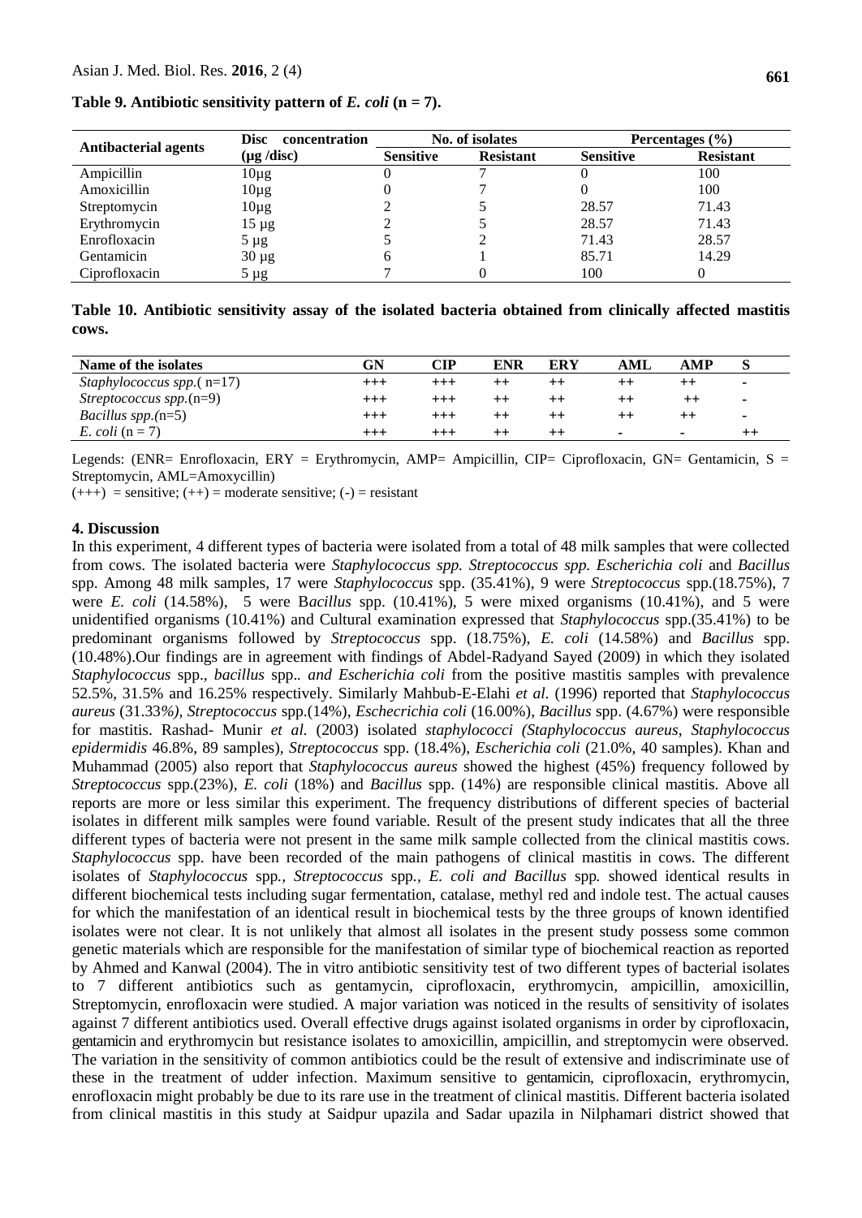**Table 9. Antibiotic sensitivity pattern of *E. coli* (n = 7).**

| Antibacterial agents | Disc concentration (µg /disc) | No. of isolates | | Percentages (%) | |
|---|---|---|---|---|---|
| | | Sensitive | Resistant | Sensitive | Resistant |
| Ampicillin | 10µg | 0 | 7 | 0 | 100 |
| Amoxicillin | 10µg | 0 | 7 | 0 | 100 |
| Streptomycin | 10µg | 2 | 5 | 28.57 | 71.43 |
| Erythromycin | 15 µg | 2 | 5 | 28.57 | 71.43 |
| Enrofloxacin | 5 µg | 5 | 2 | 71.43 | 28.57 |
| Gentamicin | 30 µg | 6 | 1 | 85.71 | 14.29 |
| Ciprofloxacin | 5 µg | 7 | 0 | 100 | 0 |

**Table 10. Antibiotic sensitivity assay of the isolated bacteria obtained from clinically affected mastitis cows.**

| Name of the isolates | GN | CIP | ENR | ERY | AML | AMP | S |
|---|---|---|---|---|---|---|---|
| *Staphylococcus spp.*( n=17) | +++ | +++ | ++ | ++ | ++ | ++ | - |
| *Streptococcus spp.*(n=9) | +++ | +++ | ++ | ++ | ++ | ++ | - |
| *Bacillus spp.*(n=5) | +++ | +++ | ++ | ++ | ++ | ++ | - |
| *E. coli* (n = 7) | +++ | +++ | ++ | ++ | - | - | ++ |

Legends: (ENR= Enrofloxacin, ERY = Erythromycin, AMP= Ampicillin, CIP= Ciprofloxacin, GN= Gentamicin, S = Streptomycin, AML=Amoxycillin)

(+++) = sensitive; (++) = moderate sensitive; (-) = resistant

## 4. Discussion

In this experiment, 4 different types of bacteria were isolated from a total of 48 milk samples that were collected from cows. The isolated bacteria were *Staphylococcus spp. Streptococcus spp. Escherichia coli* and *Bacillus* spp. Among 48 milk samples, 17 were *Staphylococcus* spp. (35.41%), 9 were *Streptococcus* spp.(18.75%), 7 were *E. coli* (14.58%), 5 were B*acillus* spp. (10.41%), 5 were mixed organisms (10.41%), and 5 were unidentified organisms (10.41%) and Cultural examination expressed that *Staphylococcus* spp.(35.41%) to be predominant organisms followed by *Streptococcus* spp. (18.75%), *E. coli* (14.58%) and *Bacillus* spp. (10.48%).Our findings are in agreement with findings of Abdel-Radyand Sayed (2009) in which they isolated *Staphylococcus* spp., *bacillus* spp.*. and Escherichia coli* from the positive mastitis samples with prevalence 52.5%, 31.5% and 16.25% respectively. Similarly Mahbub-E-Elahi *et al.* (1996) reported that *Staphylococcus aureus* (31.33*%), Streptococcus* spp.(14%), *Eschecrichia coli* (16.00%), *Bacillus* spp. (4.67%) were responsible for mastitis. Rashad- Munir *et al.* (2003) isolated *staphylococci (Staphylococcus aureus, Staphylococcus epidermidis* 46.8%, 89 samples), *Streptococcus* spp. (18.4%), *Escherichia coli* (21.0%, 40 samples). Khan and Muhammad (2005) also report that *Staphylococcus aureus* showed the highest (45%) frequency followed by *Streptococcus* spp.(23%), *E. coli* (18%) and *Bacillus* spp. (14%) are responsible clinical mastitis. Above all reports are more or less similar this experiment. The frequency distributions of different species of bacterial isolates in different milk samples were found variable. Result of the present study indicates that all the three different types of bacteria were not present in the same milk sample collected from the clinical mastitis cows. *Staphylococcus* spp. have been recorded of the main pathogens of clinical mastitis in cows. The different isolates of *Staphylococcus* spp*., Streptococcus* spp*., E. coli and Bacillus* spp*.* showed identical results in different biochemical tests including sugar fermentation, catalase, methyl red and indole test. The actual causes for which the manifestation of an identical result in biochemical tests by the three groups of known identified isolates were not clear. It is not unlikely that almost all isolates in the present study possess some common genetic materials which are responsible for the manifestation of similar type of biochemical reaction as reported by Ahmed and Kanwal (2004). The in vitro antibiotic sensitivity test of two different types of bacterial isolates to 7 different antibiotics such as gentamycin, ciprofloxacin, erythromycin, ampicillin, amoxicillin, Streptomycin, enrofloxacin were studied. A major variation was noticed in the results of sensitivity of isolates against 7 different antibiotics used. Overall effective drugs against isolated organisms in order by ciprofloxacin, gentamicin and erythromycin but resistance isolates to amoxicillin, ampicillin, and streptomycin were observed. The variation in the sensitivity of common antibiotics could be the result of extensive and indiscriminate use of these in the treatment of udder infection. Maximum sensitive to gentamicin, ciprofloxacin, erythromycin, enrofloxacin might probably be due to its rare use in the treatment of clinical mastitis. Different bacteria isolated from clinical mastitis in this study at Saidpur upazila and Sadar upazila in Nilphamari district showed that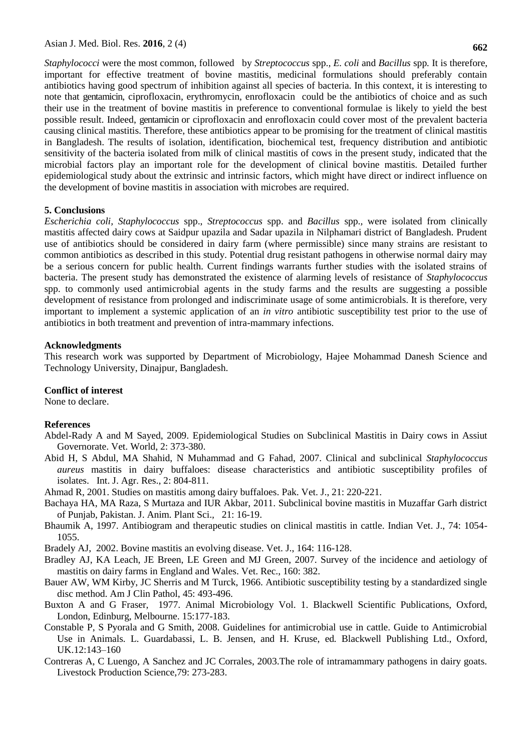*Staphylococci* were the most common, followed by *Streptococcus* spp., *E. coli* and *Bacillus* spp. It is therefore, important for effective treatment of bovine mastitis, medicinal formulations should preferably contain antibiotics having good spectrum of inhibition against all species of bacteria. In this context, it is interesting to note that gentamicin, ciprofloxacin, erythromycin, enrofloxacin could be the antibiotics of choice and as such their use in the treatment of bovine mastitis in preference to conventional formulae is likely to yield the best possible result. Indeed, gentamicin or ciprofloxacin and enrofloxacin could cover most of the prevalent bacteria causing clinical mastitis. Therefore, these antibiotics appear to be promising for the treatment of clinical mastitis in Bangladesh. The results of isolation, identification, biochemical test, frequency distribution and antibiotic sensitivity of the bacteria isolated from milk of clinical mastitis of cows in the present study, indicated that the microbial factors play an important role for the development of clinical bovine mastitis. Detailed further epidemiological study about the extrinsic and intrinsic factors, which might have direct or indirect influence on the development of bovine mastitis in association with microbes are required.

## 5. Conclusions

*Escherichia coli*, *Staphylococcus* spp., *Streptococcus* spp. and *Bacillus* spp., were isolated from clinically mastitis affected dairy cows at Saidpur upazila and Sadar upazila in Nilphamari district of Bangladesh. Prudent use of antibiotics should be considered in dairy farm (where permissible) since many strains are resistant to common antibiotics as described in this study. Potential drug resistant pathogens in otherwise normal dairy may be a serious concern for public health. Current findings warrants further studies with the isolated strains of bacteria. The present study has demonstrated the existence of alarming levels of resistance of *Staphylococcus* spp. to commonly used antimicrobial agents in the study farms and the results are suggesting a possible development of resistance from prolonged and indiscriminate usage of some antimicrobials. It is therefore, very important to implement a systemic application of an *in vitro* antibiotic susceptibility test prior to the use of antibiotics in both treatment and prevention of intra-mammary infections.

## Acknowledgments

This research work was supported by Department of Microbiology, Hajee Mohammad Danesh Science and Technology University, Dinajpur, Bangladesh.

## Conflict of interest

None to declare.

## References

Abdel-Rady A and M Sayed, 2009. Epidemiological Studies on Subclinical Mastitis in Dairy cows in Assiut Governorate. Vet. World, 2: 373-380.

Abid H, S Abdul, MA Shahid, N Muhammad and G Fahad, 2007. Clinical and subclinical *Staphylococcus aureus* mastitis in dairy buffaloes: disease characteristics and antibiotic susceptibility profiles of isolates. Int. J. Agr. Res., 2: 804-811.

Ahmad R, 2001. Studies on mastitis among dairy buffaloes. Pak. Vet. J., 21: 220-221.

Bachaya HA, MA Raza, S Murtaza and IUR Akbar, 2011. Subclinical bovine mastitis in Muzaffar Garh district of Punjab, Pakistan. J. Anim. Plant Sci., 21: 16-19.

Bhaumik A, 1997. Antibiogram and therapeutic studies on clinical mastitis in cattle. Indian Vet. J., 74: 1054-1055.

Bradely AJ, 2002. Bovine mastitis an evolving disease. Vet. J., 164: 116-128.

Bradley AJ, KA Leach, JE Breen, LE Green and MJ Green, 2007. Survey of the incidence and aetiology of mastitis on dairy farms in England and Wales. Vet. Rec., 160: 382.

Bauer AW, WM Kirby, JC Sherris and M Turck, 1966. Antibiotic susceptibility testing by a standardized single disc method. Am J Clin Pathol, 45: 493-496.

Buxton A and G Fraser, 1977. Animal Microbiology Vol. 1. Blackwell Scientific Publications, Oxford, London, Edinburg, Melbourne. 15:177-183.

Constable P, S Pyorala and G Smith, 2008. Guidelines for antimicrobial use in cattle. Guide to Antimicrobial Use in Animals. L. Guardabassi, L. B. Jensen, and H. Kruse, ed. Blackwell Publishing Ltd., Oxford, UK.12:143–160

Contreras A, C Luengo, A Sanchez and JC Corrales, 2003.The role of intramammary pathogens in dairy goats. Livestock Production Science,79: 273-283.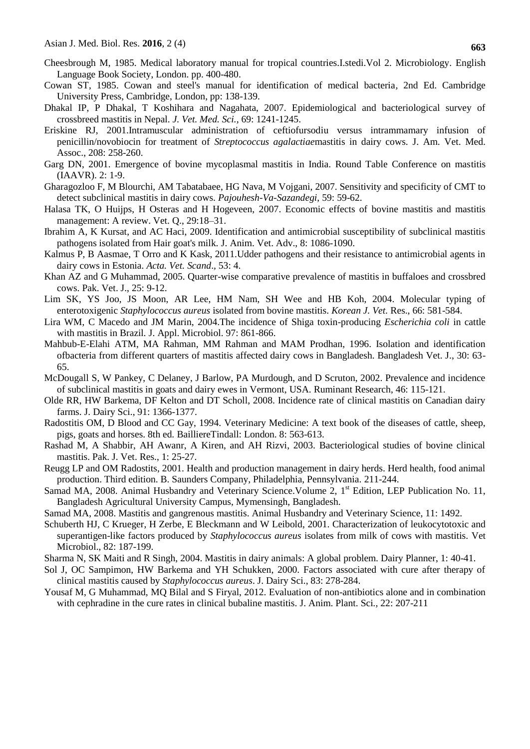Cheesbrough M, 1985. Medical laboratory manual for tropical countries.I.stedi.Vol 2. Microbiology. English Language Book Society, London. pp. 400-480.

Cowan ST, 1985. Cowan and steel's manual for identification of medical bacteria, 2nd Ed. Cambridge University Press, Cambridge, London, pp: 138-139.

Dhakal IP, P Dhakal, T Koshihara and Nagahata, 2007. Epidemiological and bacteriological survey of crossbreed mastitis in Nepal. *J. Vet. Med. Sci.*, 69: 1241-1245.

Eriskine RJ, 2001.Intramuscular administration of ceftiofursodiu versus intrammamary infusion of penicillin/novobiocin for treatment of *Streptococcus agalactiae*mastitis in dairy cows. J. Am. Vet. Med. Assoc., 208: 258-260.

Garg DN, 2001. Emergence of bovine mycoplasmal mastitis in India. Round Table Conference on mastitis (IAAVR). 2: 1-9.

Gharagozloo F, M Blourchi, AM Tabatabaee, HG Nava, M Vojgani, 2007. Sensitivity and specificity of CMT to detect subclinical mastitis in dairy cows. *Pajouhesh-Va-Sazandegi*, 59: 59-62.

Halasa TK, O Huijps, H Osteras and H Hogeveen, 2007. Economic effects of bovine mastitis and mastitis management: A review. Vet. Q., 29:18–31.

Ibrahim A, K Kursat, and AC Haci, 2009. Identification and antimicrobial susceptibility of subclinical mastitis pathogens isolated from Hair goat's milk. J. Anim. Vet. Adv., 8: 1086-1090.

Kalmus P, B Aasmae, T Orro and K Kask, 2011.Udder pathogens and their resistance to antimicrobial agents in dairy cows in Estonia. *Acta. Vet. Scand.,* 53: 4.

Khan AZ and G Muhammad, 2005. Quarter-wise comparative prevalence of mastitis in buffaloes and crossbred cows. Pak. Vet. J., 25: 9-12.

Lim SK, YS Joo, JS Moon, AR Lee, HM Nam, SH Wee and HB Koh, 2004. Molecular typing of enterotoxigenic *Staphylococcus aureus* isolated from bovine mastitis. *Korean J. Vet.* Res., 66: 581-584.

Lira WM, C Macedo and JM Marin, 2004.The incidence of Shiga toxin-producing *Escherichia coli* in cattle with mastitis in Brazil. J. Appl. Microbiol. 97: 861-866.

Mahbub-E-Elahi ATM, MA Rahman, MM Rahman and MAM Prodhan, 1996. Isolation and identification ofbacteria from different quarters of mastitis affected dairy cows in Bangladesh. Bangladesh Vet. J., 30: 63-65.

McDougall S, W Pankey, C Delaney, J Barlow, PA Murdough, and D Scruton, 2002. Prevalence and incidence of subclinical mastitis in goats and dairy ewes in Vermont, USA. Ruminant Research, 46: 115-121.

Olde RR, HW Barkema, DF Kelton and DT Scholl, 2008. Incidence rate of clinical mastitis on Canadian dairy farms. J. Dairy Sci., 91: 1366-1377.

Radostitis OM, D Blood and CC Gay, 1994. Veterinary Medicine: A text book of the diseases of cattle, sheep, pigs, goats and horses. 8th ed. BailliereTindall: London. 8: 563-613.

Rashad M, A Shabbir, AH Awanr, A Kiren, and AH Rizvi, 2003. Bacteriological studies of bovine clinical mastitis. Pak. J. Vet. Res., 1: 25-27.

Reugg LP and OM Radostits, 2001. Health and production management in dairy herds. Herd health, food animal production. Third edition. B. Saunders Company, Philadelphia, Pennsylvania. 211-244.

Samad MA, 2008. Animal Husbandry and Veterinary Science.Volume 2, 1st Edition, LEP Publication No. 11, Bangladesh Agricultural University Campus, Mymensingh, Bangladesh.

Samad MA, 2008. Mastitis and gangrenous mastitis. Animal Husbandry and Veterinary Science, 11: 1492.

Schuberth HJ, C Krueger, H Zerbe, E Bleckmann and W Leibold, 2001. Characterization of leukocytotoxic and superantigen-like factors produced by *Staphylococcus aureus* isolates from milk of cows with mastitis. Vet Microbiol., 82: 187-199.

Sharma N, SK Maiti and R Singh, 2004. Mastitis in dairy animals: A global problem. Dairy Planner, 1: 40-41.

Sol J, OC Sampimon, HW Barkema and YH Schukken, 2000. Factors associated with cure after therapy of clinical mastitis caused by *Staphylococcus aureus*. J. Dairy Sci., 83: 278-284.

Yousaf M, G Muhammad, MQ Bilal and S Firyal, 2012. Evaluation of non-antibiotics alone and in combination with cephradine in the cure rates in clinical bubaline mastitis. J. Anim. Plant. Sci., 22: 207-211